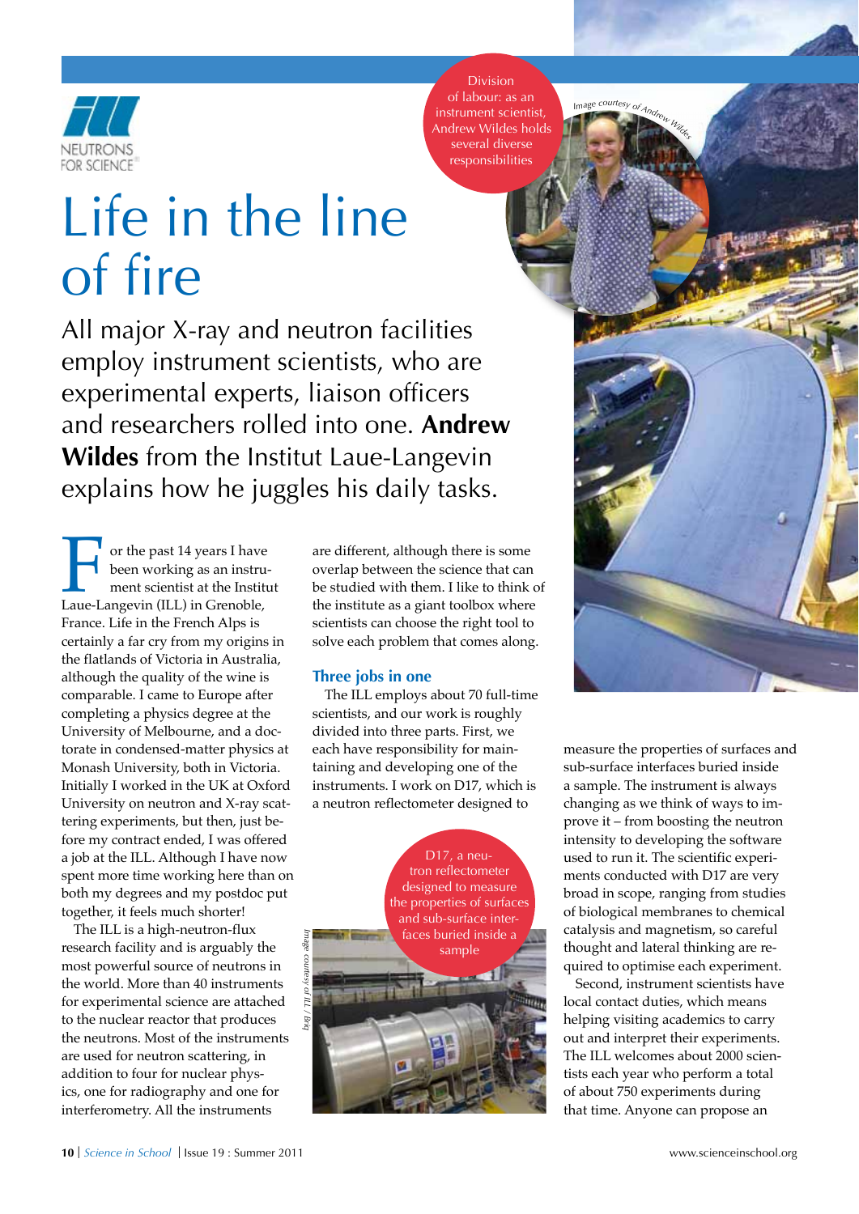NEUTRONS FOR SCIENCE

# Life in the line of fire

All major X-ray and neutron facilities employ instrument scientists, who are experimental experts, liaison officers and researchers rolled into one. **Andrew Wildes** from the Institut Laue-Langevin explains how he juggles his daily tasks.

Division of labour: as an instrument scientist, Andrew Wildes holds several diverse responsibilities

*Image courtesy of Andrew Wildes*

For the past 14 years I have been working as an instrument scientist at the Institut Laue-Langevin (ILL) in Grenoble, France. Life in the French Alps is certainly a far cry from my origins in the flatlands of Victoria in Australia, although the quality of the wine is comparable. I came to Europe after completing a physics degree at the University of Melbourne, and a doctorate in condensed-matter physics at Monash University, both in Victoria. Initially I worked in the UK at Oxford University on neutron and X-ray scattering experiments, but then, just before my contract ended, I was offered a job at the ILL. Although I have now spent more time working here than on both my degrees and my postdoc put together, it feels much shorter!

The ILL is a high-neutron-flux research facility and is arguably the most powerful source of neutrons in the world. More than 40 instruments for experimental science are attached to the nuclear reactor that produces the neutrons. Most of the instruments are used for neutron scattering, in addition to four for nuclear physics, one for radiography and one for interferometry. All the instruments are different, although there is some overlap between the science that can be studied with them. I like to think of the institute as a giant toolbox where scientists can choose the right tool to solve each problem that comes along.

### Three jobs in one

The ILL employs about 70 full-time scientists, and our work is roughly divided into three parts. First, we each have responsibility for maintaining and developing one of the instruments. I work on D17, which is a neutron reflectometer designed to measure the properties of surfaces and sub-surface interfaces buried inside a sample. The instrument is always changing as we think of ways to improve it – from boosting the neutron intensity to developing the software used to run it. The scientific experiments conducted with D17 are very broad in scope, ranging from studies of biological membranes to chemical catalysis and magnetism, so careful thought and lateral thinking are required to optimise each experiment.

D17, a neutron reflectometer designed to measure the properties of surfaces and sub-surface interfaces buried inside a sample

*Image courtesy of ILL / Brig*

Second, instrument scientists have local contact duties, which means helping visiting academics to carry out and interpret their experiments. The ILL welcomes about 2000 scientists each year who perform a total of about 750 experiments during that time. Anyone can propose an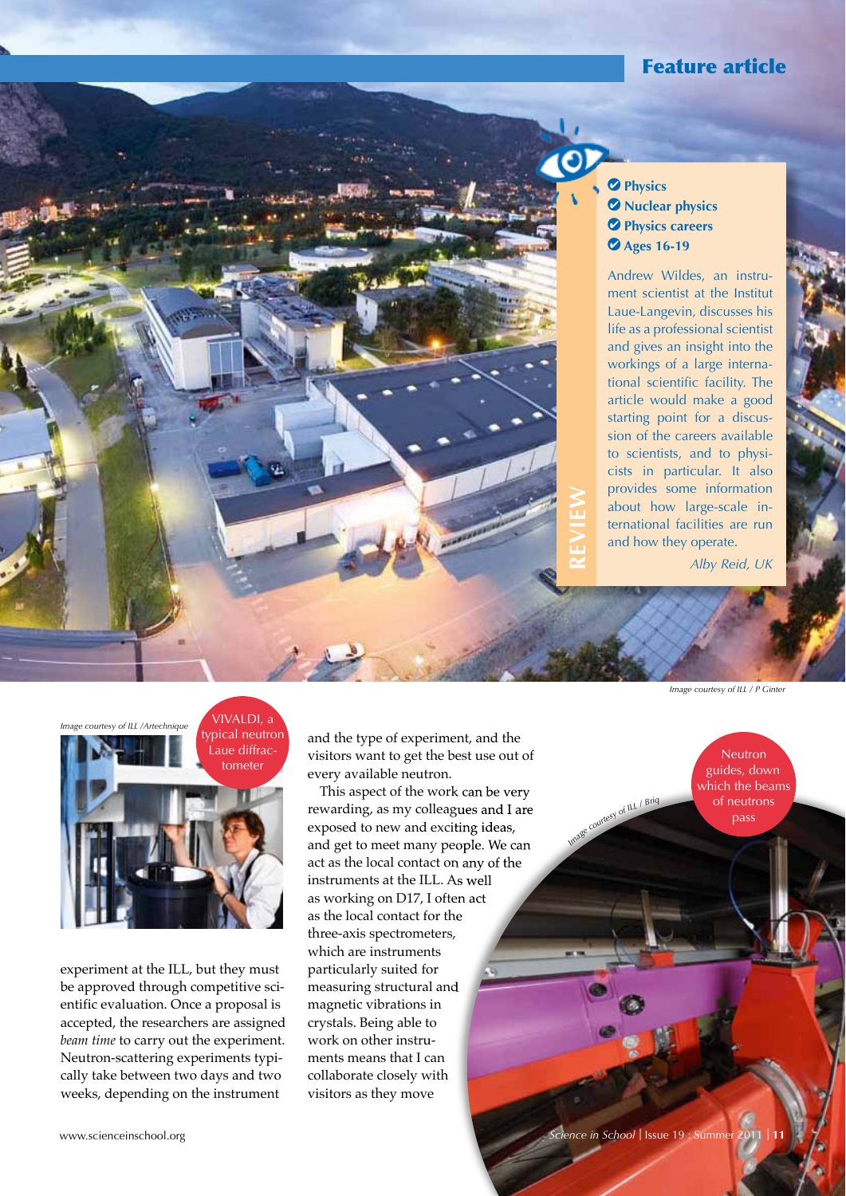**Feature article**

- Physics
- Nuclear physics
- Physics careers
- Ages 16-19

Andrew Wildes, an instrument scientist at the Institut Laue-Langevin, discusses his life as a professional scientist and gives an insight into the workings of a large international scientific facility. The article would make a good starting point for a discussion of the careers available to scientists, and to physicists in particular. It also provides some information about how large-scale international facilities are run and how they operate.

*Alby Reid, UK*

REVIEW

*Image courtesy of ILL / P Ginter*

*Image courtesy of ILL /Artechnique*

VIVALDI, a typical neutron Laue diffractometer

experiment at the ILL, but they must be approved through competitive scientific evaluation. Once a proposal is accepted, the researchers are assigned *beam time* to carry out the experiment. Neutron-scattering experiments typically take between two days and two weeks, depending on the instrument and the type of experiment, and the visitors want to get the best use out of every available neutron.

This aspect of the work can be very rewarding, as my colleagues and I are exposed to new and exciting ideas, and get to meet many people. We can act as the local contact on any of the instruments at the ILL. As well as working on D17, I often act as the local contact for the three-axis spectrometers, which are instruments particularly suited for measuring structural and magnetic vibrations in crystals. Being able to work on other instruments means that I can collaborate closely with visitors as they move

*Image courtesy of ILL / Briq*

Neutron guides, down which the beams of neutrons pass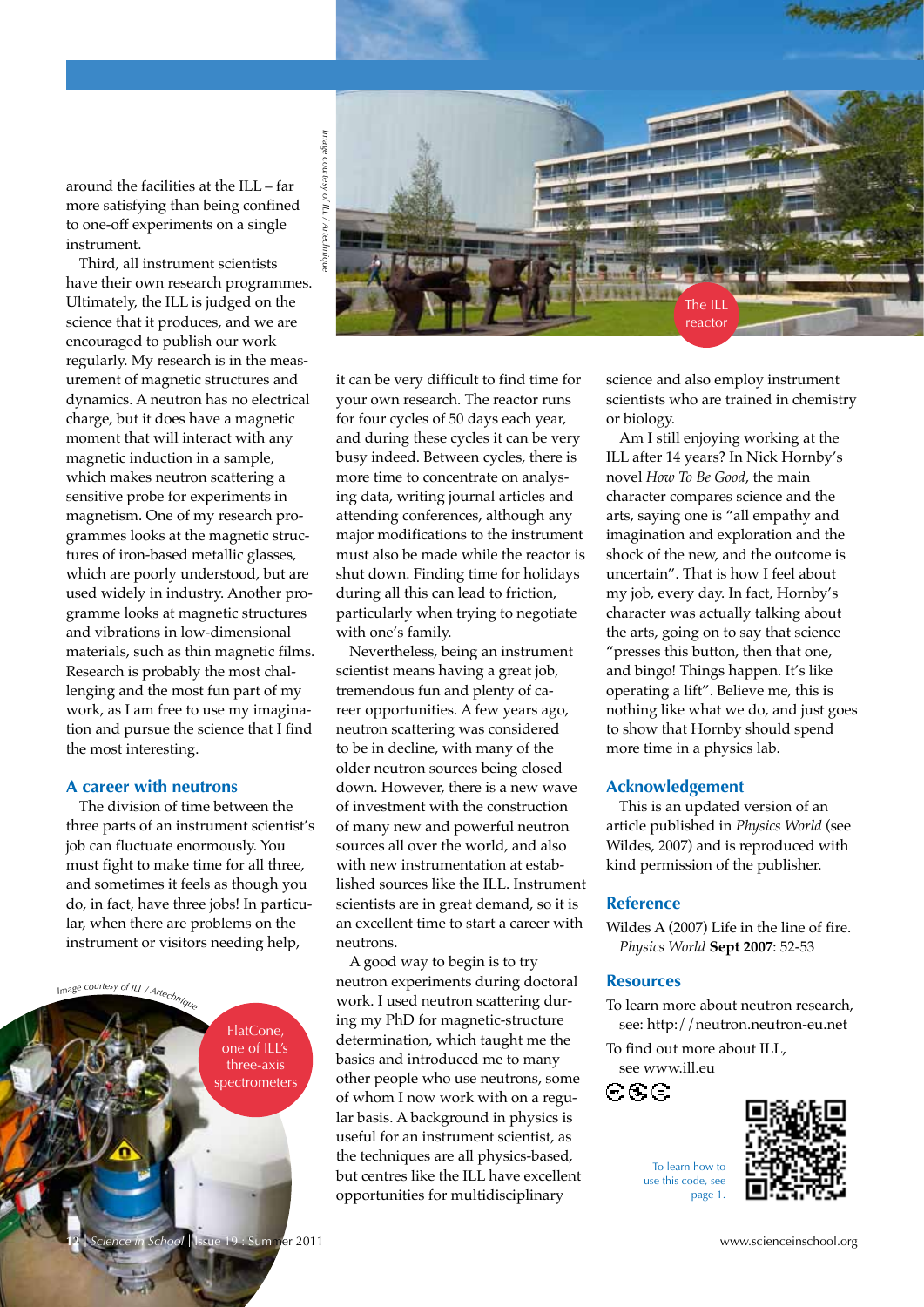around the facilities at the ILL – far more satisfying than being confined to one-off experiments on a single instrument.

Third, all instrument scientists have their own research programmes. Ultimately, the ILL is judged on the science that it produces, and we are encouraged to publish our work regularly. My research is in the measurement of magnetic structures and dynamics. A neutron has no electrical charge, but it does have a magnetic moment that will interact with any magnetic induction in a sample, which makes neutron scattering a sensitive probe for experiments in magnetism. One of my research programmes looks at the magnetic structures of iron-based metallic glasses, which are poorly understood, but are used widely in industry. Another programme looks at magnetic structures and vibrations in low-dimensional materials, such as thin magnetic films. Research is probably the most challenging and the most fun part of my work, as I am free to use my imagination and pursue the science that I find the most interesting.

Image courtesy of ILL / Artechnique

The ILL reactor

## A career with neutrons

The division of time between the three parts of an instrument scientist's job can fluctuate enormously. You must fight to make time for all three, and sometimes it feels as though you do, in fact, have three jobs! In particular, when there are problems on the instrument or visitors needing help, it can be very difficult to find time for your own research. The reactor runs for four cycles of 50 days each year, and during these cycles it can be very busy indeed. Between cycles, there is more time to concentrate on analysing data, writing journal articles and attending conferences, although any major modifications to the instrument must also be made while the reactor is shut down. Finding time for holidays during all this can lead to friction, particularly when trying to negotiate with one's family.

Nevertheless, being an instrument scientist means having a great job, tremendous fun and plenty of career opportunities. A few years ago, neutron scattering was considered to be in decline, with many of the older neutron sources being closed down. However, there is a new wave of investment with the construction of many new and powerful neutron sources all over the world, and also with new instrumentation at established sources like the ILL. Instrument scientists are in great demand, so it is an excellent time to start a career with neutrons.

A good way to begin is to try neutron experiments during doctoral work. I used neutron scattering during my PhD for magnetic-structure determination, which taught me the basics and introduced me to many other people who use neutrons, some of whom I now work with on a regular basis. A background in physics is useful for an instrument scientist, as the techniques are all physics-based, but centres like the ILL have excellent opportunities for multidisciplinary science and also employ instrument scientists who are trained in chemistry or biology.

Image courtesy of ILL / Artechnique

FlatCone, one of ILL's three-axis spectrometers

Am I still enjoying working at the ILL after 14 years? In Nick Hornby's novel *How To Be Good*, the main character compares science and the arts, saying one is "all empathy and imagination and exploration and the shock of the new, and the outcome is uncertain". That is how I feel about my job, every day. In fact, Hornby's character was actually talking about the arts, going on to say that science "presses this button, then that one, and bingo! Things happen. It's like operating a lift". Believe me, this is nothing like what we do, and just goes to show that Hornby should spend more time in a physics lab.

## Acknowledgement

This is an updated version of an article published in *Physics World* (see Wildes, 2007) and is reproduced with kind permission of the publisher.

## Reference

Wildes A (2007) Life in the line of fire. *Physics World* **Sept 2007**: 52-53

## Resources

To learn more about neutron research, see: http://neutron.neutron-eu.net

To find out more about ILL, see www.ill.eu

To learn how to use this code, see page 1.